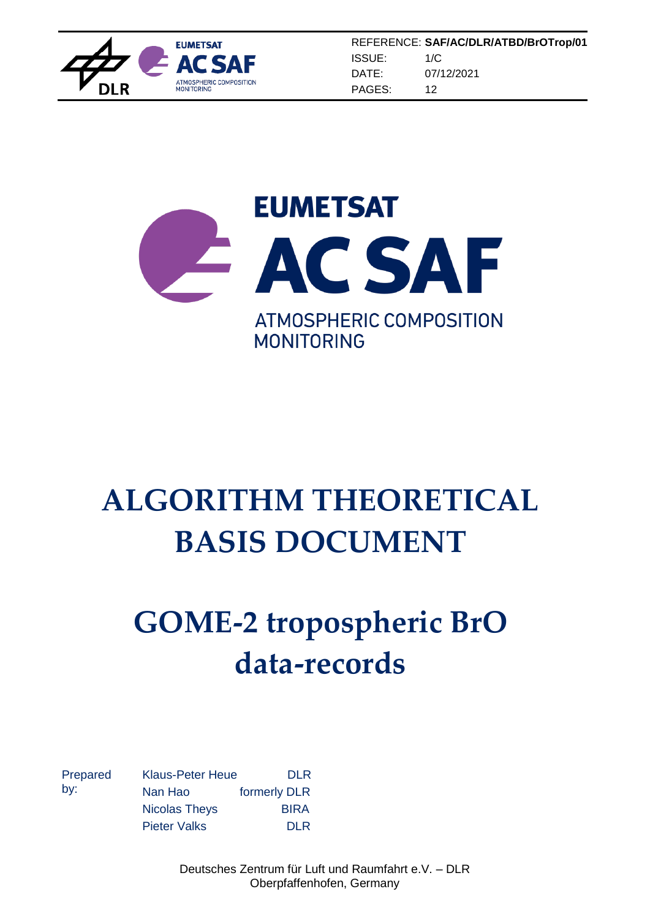| REFERENCE: | **SAF/AC/DLR/ATBD/BrOTrop/01** |
| --- | --- |
| ISSUE: | 1/C |
| DATE: | 07/12/2021 |
| PAGES: | 12 |

EUMETSAT

AC SAF

ATMOSPHERIC COMPOSITION MONITORING

# ALGORITHM THEORETICAL BASIS DOCUMENT

# GOME-2 tropospheric BrO data-records

| Prepared by: | Klaus-Peter Heue | DLR |
| --- | --- | --- |
| | Nan Hao | formerly DLR |
| | Nicolas Theys | BIRA |
| | Pieter Valks | DLR |

Deutsches Zentrum für Luft und Raumfahrt e.V. – DLR
Oberpfaffenhofen, Germany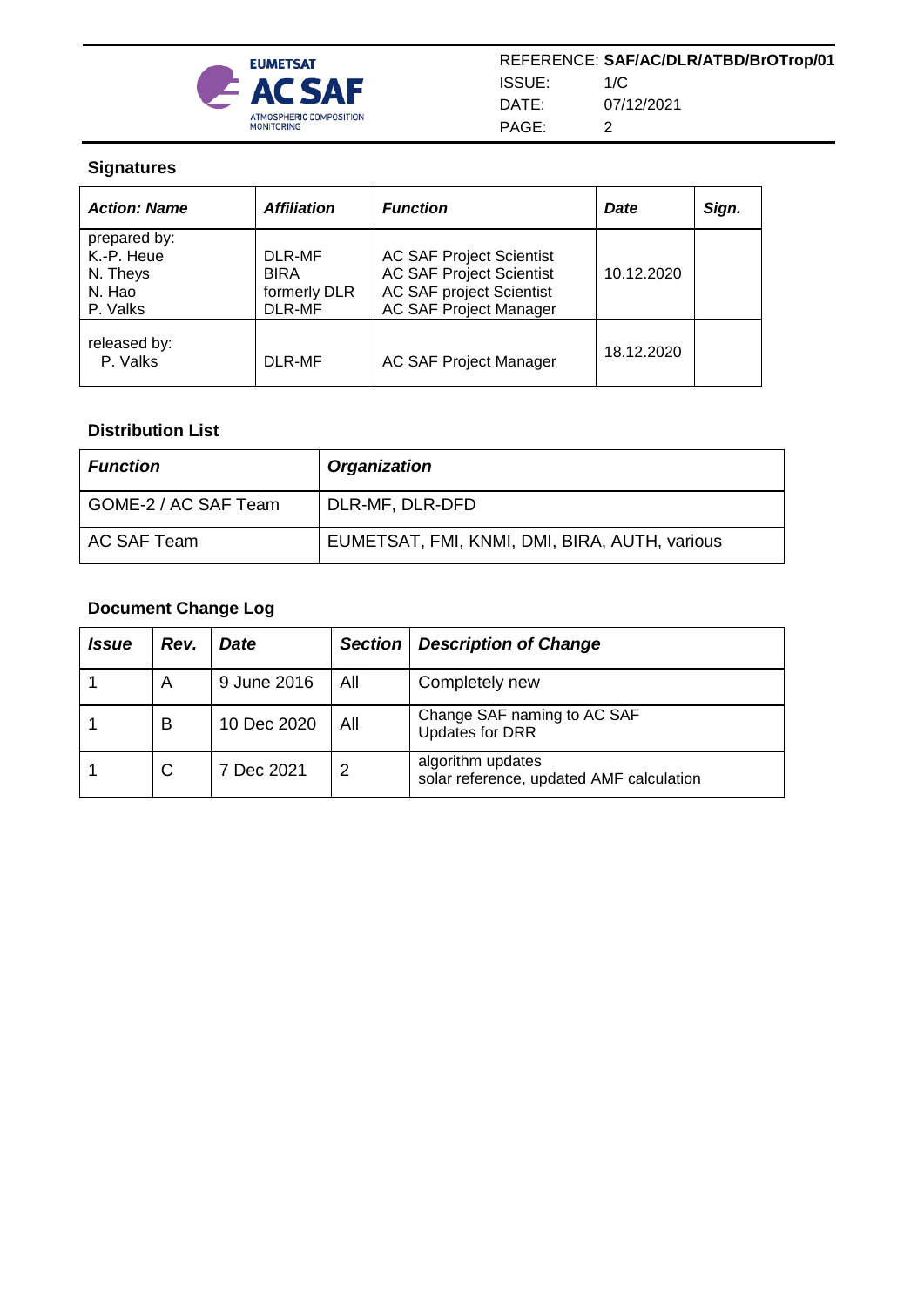## Signatures

| *Action: Name* | *Affiliation* | *Function* | *Date* | *Sign.* |
|---|---|---|---|---|
| prepared by:<br>K.-P. Heue<br>N. Theys<br>N. Hao<br>P. Valks | DLR-MF<br>BIRA<br>formerly DLR<br>DLR-MF | AC SAF Project Scientist<br>AC SAF Project Scientist<br>AC SAF project Scientist<br>AC SAF Project Manager | 10.12.2020 | |
| released by:<br>P. Valks | DLR-MF | AC SAF Project Manager | 18.12.2020 | |

## Distribution List

| *Function* | *Organization* |
|---|---|
| GOME-2 / AC SAF Team | DLR-MF, DLR-DFD |
| AC SAF Team | EUMETSAT, FMI, KNMI, DMI, BIRA, AUTH, various |

## Document Change Log

| *Issue* | *Rev.* | *Date* | *Section* | *Description of Change* |
|---|---|---|---|---|
| 1 | A | 9 June 2016 | All | Completely new |
| 1 | B | 10 Dec 2020 | All | Change SAF naming to AC SAF<br>Updates for DRR |
| 1 | C | 7 Dec 2021 | 2 | algorithm updates<br>solar reference, updated AMF calculation |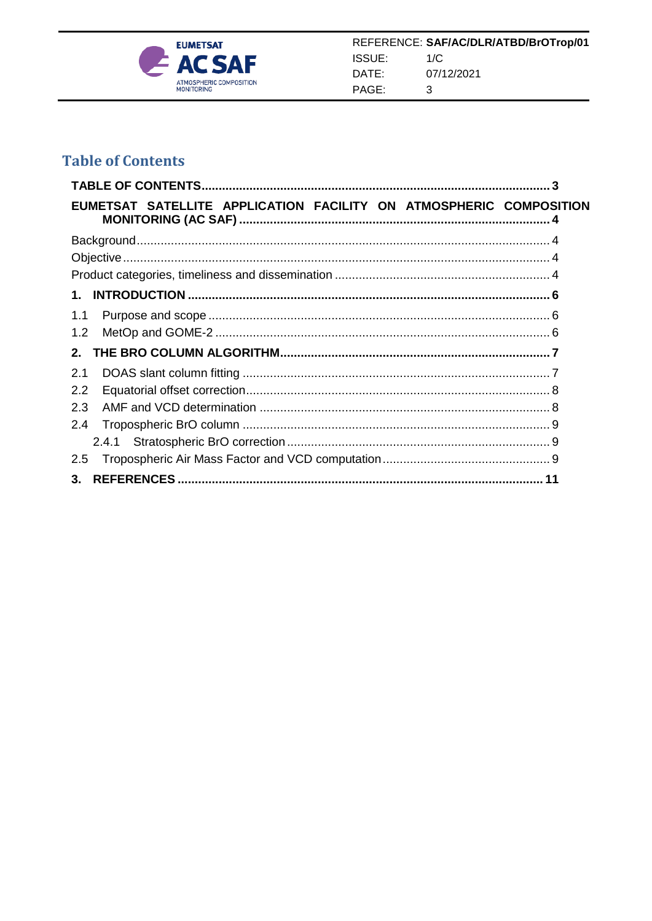# Table of Contents

**TABLE OF CONTENTS** .......... **3**

**EUMETSAT SATELLITE APPLICATION FACILITY ON ATMOSPHERIC COMPOSITION MONITORING (AC SAF)** .......... **4**

Background .......... 4

Objective .......... 4

Product categories, timeliness and dissemination .......... 4

**1. INTRODUCTION** .......... **6**

1.1 Purpose and scope .......... 6

1.2 MetOp and GOME-2 .......... 6

**2. THE BRO COLUMN ALGORITHM** .......... **7**

2.1 DOAS slant column fitting .......... 7

2.2 Equatorial offset correction .......... 8

2.3 AMF and VCD determination .......... 8

2.4 Tropospheric BrO column .......... 9

2.4.1 Stratospheric BrO correction .......... 9

2.5 Tropospheric Air Mass Factor and VCD computation .......... 9

**3. REFERENCES** .......... **11**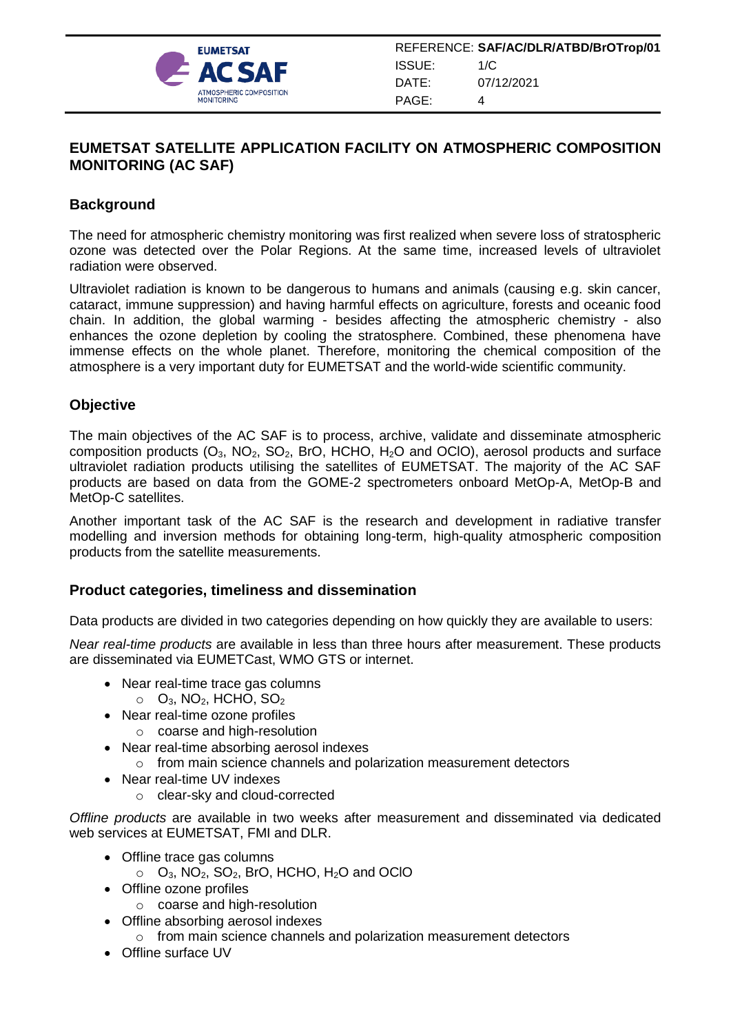# EUMETSAT SATELLITE APPLICATION FACILITY ON ATMOSPHERIC COMPOSITION MONITORING (AC SAF)

## Background

The need for atmospheric chemistry monitoring was first realized when severe loss of stratospheric ozone was detected over the Polar Regions. At the same time, increased levels of ultraviolet radiation were observed.

Ultraviolet radiation is known to be dangerous to humans and animals (causing e.g. skin cancer, cataract, immune suppression) and having harmful effects on agriculture, forests and oceanic food chain. In addition, the global warming - besides affecting the atmospheric chemistry - also enhances the ozone depletion by cooling the stratosphere. Combined, these phenomena have immense effects on the whole planet. Therefore, monitoring the chemical composition of the atmosphere is a very important duty for EUMETSAT and the world-wide scientific community.

## Objective

The main objectives of the AC SAF is to process, archive, validate and disseminate atmospheric composition products ($O_3$, $NO_2$, $SO_2$, BrO, HCHO, $H_2O$ and OClO), aerosol products and surface ultraviolet radiation products utilising the satellites of EUMETSAT. The majority of the AC SAF products are based on data from the GOME-2 spectrometers onboard MetOp-A, MetOp-B and MetOp-C satellites.

Another important task of the AC SAF is the research and development in radiative transfer modelling and inversion methods for obtaining long-term, high-quality atmospheric composition products from the satellite measurements.

## Product categories, timeliness and dissemination

Data products are divided in two categories depending on how quickly they are available to users:

*Near real-time products* are available in less than three hours after measurement. These products are disseminated via EUMETCast, WMO GTS or internet.

- Near real-time trace gas columns
  - $O_3$, $NO_2$, HCHO, $SO_2$
- Near real-time ozone profiles
  - coarse and high-resolution
- Near real-time absorbing aerosol indexes
  - from main science channels and polarization measurement detectors
- Near real-time UV indexes
  - clear-sky and cloud-corrected

*Offline products* are available in two weeks after measurement and disseminated via dedicated web services at EUMETSAT, FMI and DLR.

- Offline trace gas columns
  - $O_3$, $NO_2$, $SO_2$, BrO, HCHO, $H_2O$ and OClO
- Offline ozone profiles
  - coarse and high-resolution
- Offline absorbing aerosol indexes
  - from main science channels and polarization measurement detectors
- Offline surface UV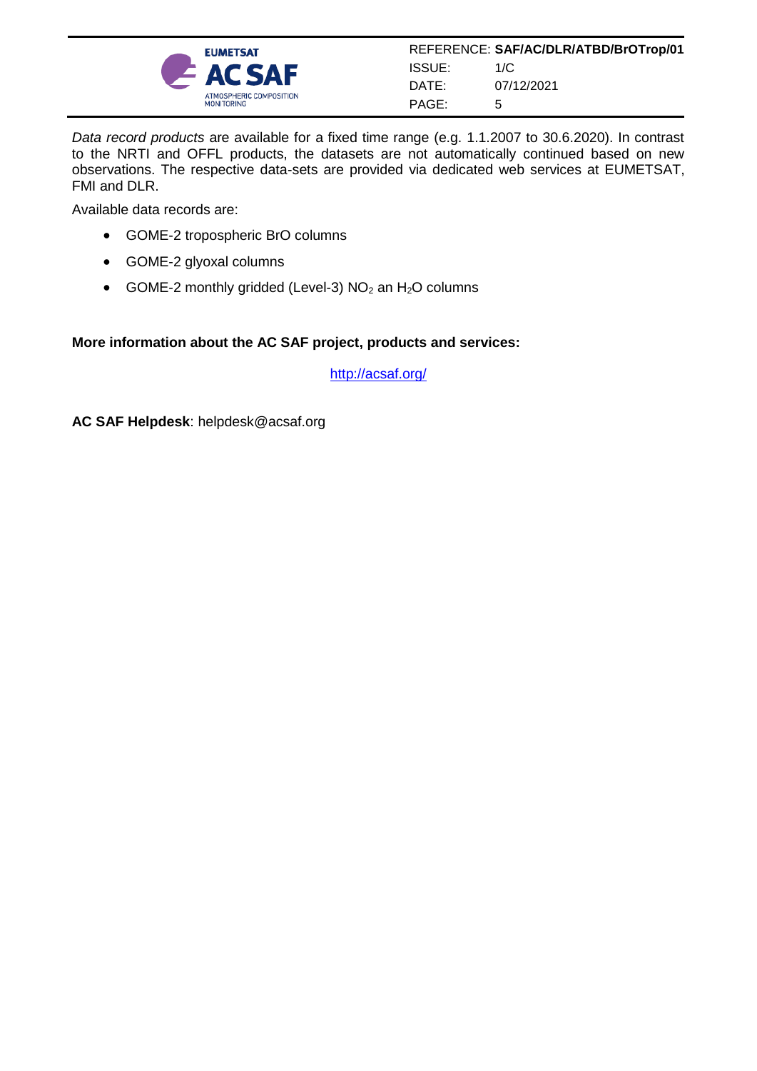*Data record products* are available for a fixed time range (e.g. 1.1.2007 to 30.6.2020). In contrast to the NRTI and OFFL products, the datasets are not automatically continued based on new observations. The respective data-sets are provided via dedicated web services at EUMETSAT, FMI and DLR.

Available data records are:

- GOME-2 tropospheric BrO columns
- GOME-2 glyoxal columns
- GOME-2 monthly gridded (Level-3) $NO_2$ an $H_2O$ columns

**More information about the AC SAF project, products and services:**

http://acsaf.org/

**AC SAF Helpdesk**: helpdesk@acsaf.org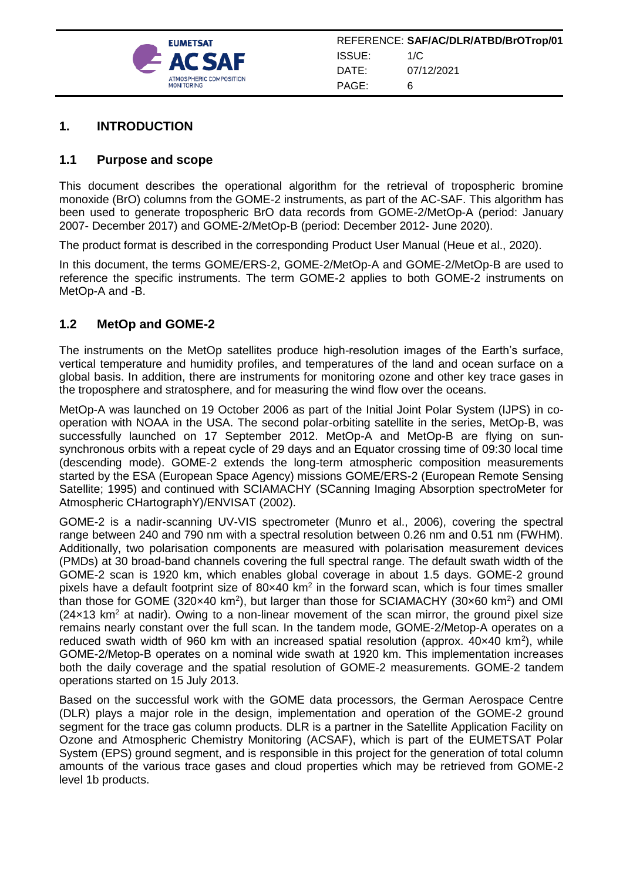# 1. INTRODUCTION

## 1.1 Purpose and scope

This document describes the operational algorithm for the retrieval of tropospheric bromine monoxide (BrO) columns from the GOME-2 instruments, as part of the AC-SAF. This algorithm has been used to generate tropospheric BrO data records from GOME-2/MetOp-A (period: January 2007- December 2017) and GOME-2/MetOp-B (period: December 2012- June 2020).

The product format is described in the corresponding Product User Manual (Heue et al., 2020).

In this document, the terms GOME/ERS-2, GOME-2/MetOp-A and GOME-2/MetOp-B are used to reference the specific instruments. The term GOME-2 applies to both GOME-2 instruments on MetOp-A and -B.

## 1.2 MetOp and GOME-2

The instruments on the MetOp satellites produce high-resolution images of the Earth's surface, vertical temperature and humidity profiles, and temperatures of the land and ocean surface on a global basis. In addition, there are instruments for monitoring ozone and other key trace gases in the troposphere and stratosphere, and for measuring the wind flow over the oceans.

MetOp-A was launched on 19 October 2006 as part of the Initial Joint Polar System (IJPS) in co-operation with NOAA in the USA. The second polar-orbiting satellite in the series, MetOp-B, was successfully launched on 17 September 2012. MetOp-A and MetOp-B are flying on sun-synchronous orbits with a repeat cycle of 29 days and an Equator crossing time of 09:30 local time (descending mode). GOME-2 extends the long-term atmospheric composition measurements started by the ESA (European Space Agency) missions GOME/ERS-2 (European Remote Sensing Satellite; 1995) and continued with SCIAMACHY (SCanning Imaging Absorption spectroMeter for Atmospheric CHartographY)/ENVISAT (2002).

GOME-2 is a nadir-scanning UV-VIS spectrometer (Munro et al., 2006), covering the spectral range between 240 and 790 nm with a spectral resolution between 0.26 nm and 0.51 nm (FWHM). Additionally, two polarisation components are measured with polarisation measurement devices (PMDs) at 30 broad-band channels covering the full spectral range. The default swath width of the GOME-2 scan is 1920 km, which enables global coverage in about 1.5 days. GOME-2 ground pixels have a default footprint size of 80×40 $km^2$ in the forward scan, which is four times smaller than those for GOME (320×40 $km^2$), but larger than those for SCIAMACHY (30×60 $km^2$) and OMI (24×13 $km^2$ at nadir). Owing to a non-linear movement of the scan mirror, the ground pixel size remains nearly constant over the full scan. In the tandem mode, GOME-2/Metop-A operates on a reduced swath width of 960 km with an increased spatial resolution (approx. 40×40 $km^2$), while GOME-2/Metop-B operates on a nominal wide swath at 1920 km. This implementation increases both the daily coverage and the spatial resolution of GOME-2 measurements. GOME-2 tandem operations started on 15 July 2013.

Based on the successful work with the GOME data processors, the German Aerospace Centre (DLR) plays a major role in the design, implementation and operation of the GOME-2 ground segment for the trace gas column products. DLR is a partner in the Satellite Application Facility on Ozone and Atmospheric Chemistry Monitoring (ACSAF), which is part of the EUMETSAT Polar System (EPS) ground segment, and is responsible in this project for the generation of total column amounts of the various trace gases and cloud properties which may be retrieved from GOME-2 level 1b products.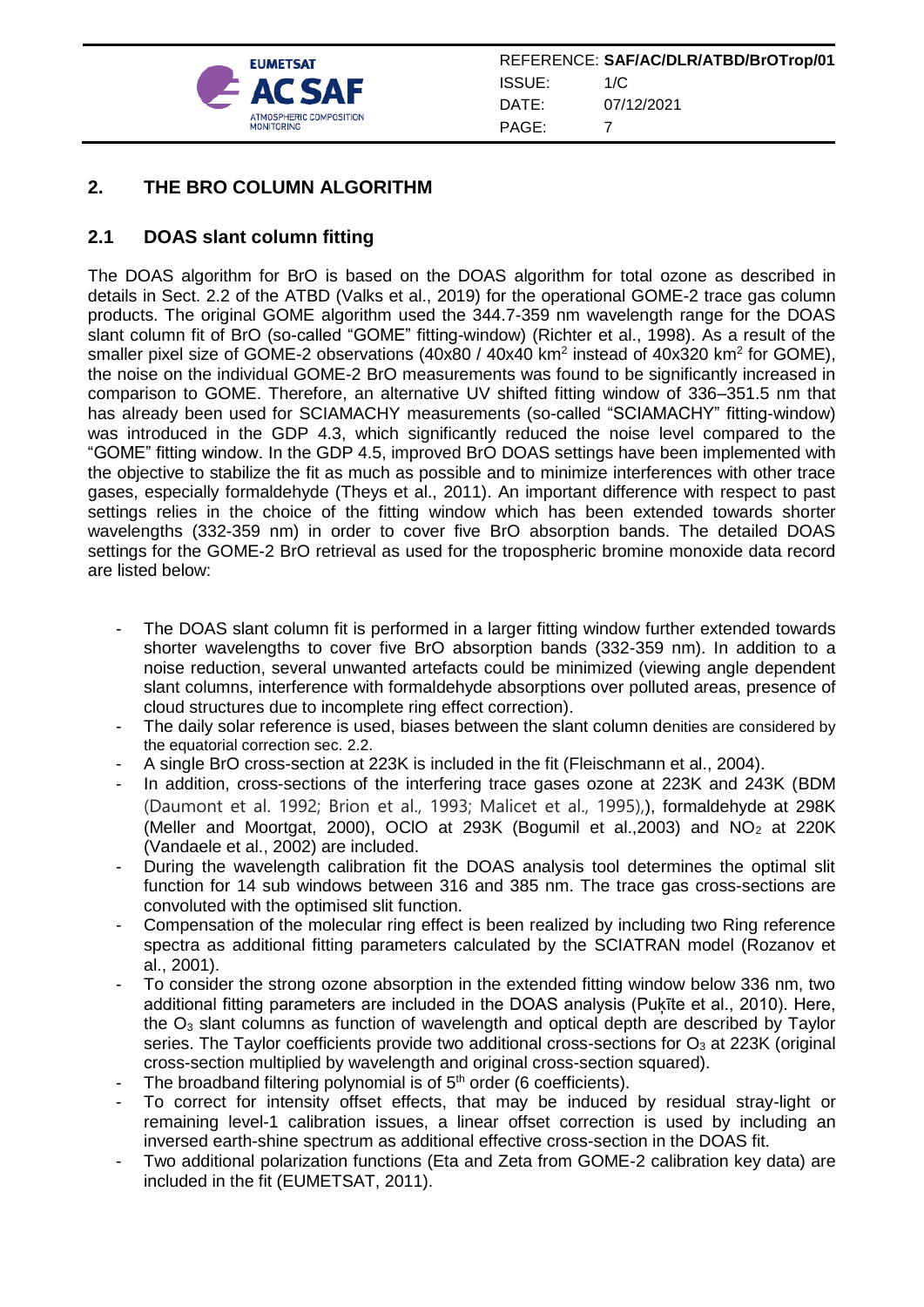## 2. THE BRO COLUMN ALGORITHM

### 2.1 DOAS slant column fitting

The DOAS algorithm for BrO is based on the DOAS algorithm for total ozone as described in details in Sect. 2.2 of the ATBD (Valks et al., 2019) for the operational GOME-2 trace gas column products. The original GOME algorithm used the 344.7-359 nm wavelength range for the DOAS slant column fit of BrO (so-called "GOME" fitting-window) (Richter et al., 1998). As a result of the smaller pixel size of GOME-2 observations (40x80 / 40x40 km$^2$ instead of 40x320 km$^2$ for GOME), the noise on the individual GOME-2 BrO measurements was found to be significantly increased in comparison to GOME. Therefore, an alternative UV shifted fitting window of 336–351.5 nm that has already been used for SCIAMACHY measurements (so-called "SCIAMACHY" fitting-window) was introduced in the GDP 4.3, which significantly reduced the noise level compared to the "GOME" fitting window. In the GDP 4.5, improved BrO DOAS settings have been implemented with the objective to stabilize the fit as much as possible and to minimize interferences with other trace gases, especially formaldehyde (Theys et al., 2011). An important difference with respect to past settings relies in the choice of the fitting window which has been extended towards shorter wavelengths (332-359 nm) in order to cover five BrO absorption bands. The detailed DOAS settings for the GOME-2 BrO retrieval as used for the tropospheric bromine monoxide data record are listed below:

- The DOAS slant column fit is performed in a larger fitting window further extended towards shorter wavelengths to cover five BrO absorption bands (332-359 nm). In addition to a noise reduction, several unwanted artefacts could be minimized (viewing angle dependent slant columns, interference with formaldehyde absorptions over polluted areas, presence of cloud structures due to incomplete ring effect correction).
- The daily solar reference is used, biases between the slant column denities are considered by the equatorial correction sec. 2.2.
- A single BrO cross-section at 223K is included in the fit (Fleischmann et al., 2004).
- In addition, cross-sections of the interfering trace gases ozone at 223K and 243K (BDM (Daumont et al. 1992; Brion et al., 1993; Malicet et al., 1995),), formaldehyde at 298K (Meller and Moortgat, 2000), OClO at 293K (Bogumil et al.,2003) and $NO_2$ at 220K (Vandaele et al., 2002) are included.
- During the wavelength calibration fit the DOAS analysis tool determines the optimal slit function for 14 sub windows between 316 and 385 nm. The trace gas cross-sections are convoluted with the optimised slit function.
- Compensation of the molecular ring effect is been realized by including two Ring reference spectra as additional fitting parameters calculated by the SCIATRAN model (Rozanov et al., 2001).
- To consider the strong ozone absorption in the extended fitting window below 336 nm, two additional fitting parameters are included in the DOAS analysis (Puķīte et al., 2010). Here, the $O_3$ slant columns as function of wavelength and optical depth are described by Taylor series. The Taylor coefficients provide two additional cross-sections for $O_3$ at 223K (original cross-section multiplied by wavelength and original cross-section squared).
- The broadband filtering polynomial is of 5$^{th}$ order (6 coefficients).
- To correct for intensity offset effects, that may be induced by residual stray-light or remaining level-1 calibration issues, a linear offset correction is used by including an inversed earth-shine spectrum as additional effective cross-section in the DOAS fit.
- Two additional polarization functions (Eta and Zeta from GOME-2 calibration key data) are included in the fit (EUMETSAT, 2011).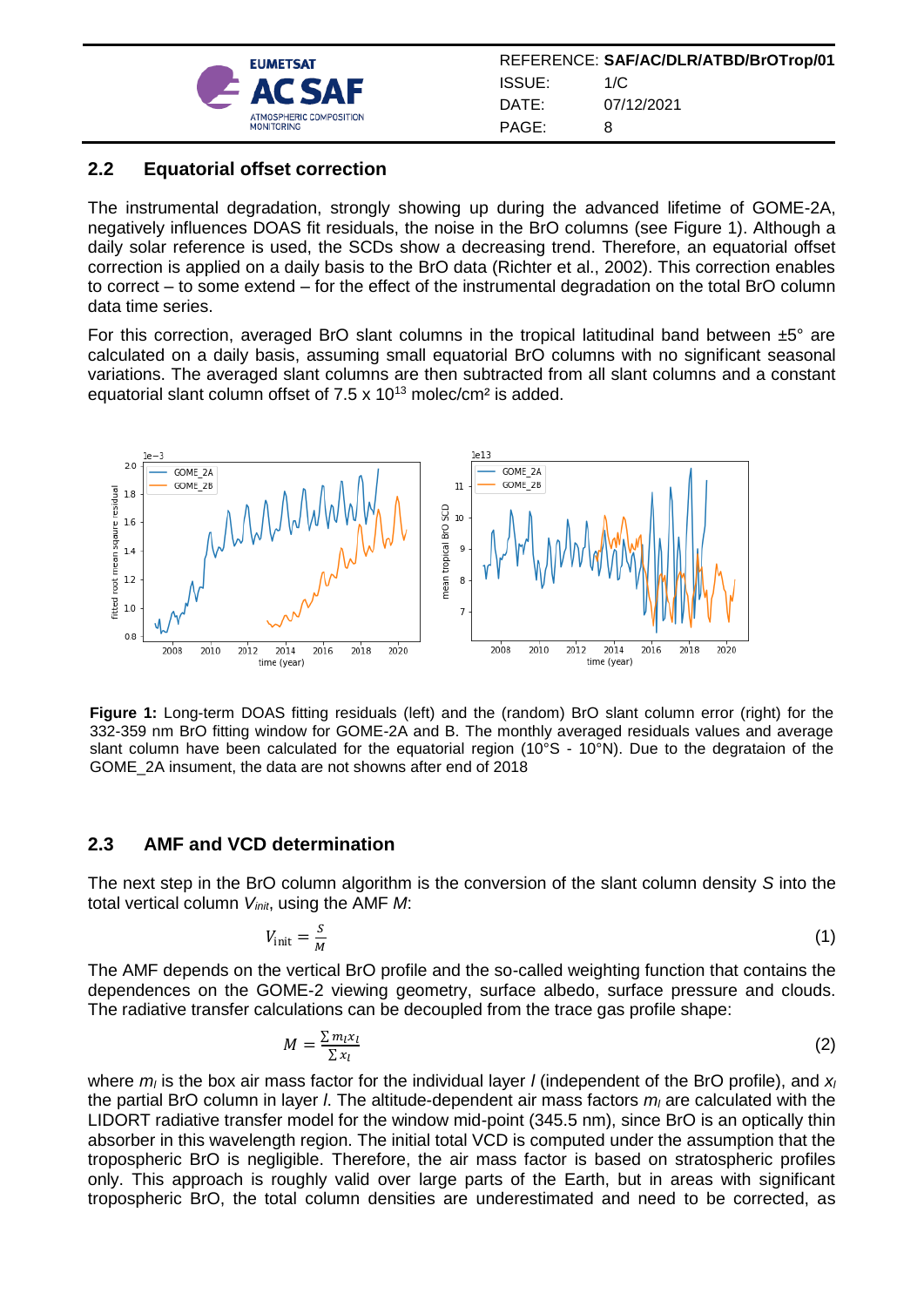## 2.2 Equatorial offset correction

The instrumental degradation, strongly showing up during the advanced lifetime of GOME-2A, negatively influences DOAS fit residuals, the noise in the BrO columns (see Figure 1). Although a daily solar reference is used, the SCDs show a decreasing trend. Therefore, an equatorial offset correction is applied on a daily basis to the BrO data (Richter et al., 2002). This correction enables to correct – to some extend – for the effect of the instrumental degradation on the total BrO column data time series.

For this correction, averaged BrO slant columns in the tropical latitudinal band between ±5° are calculated on a daily basis, assuming small equatorial BrO columns with no significant seasonal variations. The averaged slant columns are then subtracted from all slant columns and a constant equatorial slant column offset of 7.5 x $10^{13}$ molec/cm² is added.

**Figure 1:** Long-term DOAS fitting residuals (left) and the (random) BrO slant column error (right) for the 332-359 nm BrO fitting window for GOME-2A and B. The monthly averaged residuals values and average slant column have been calculated for the equatorial region (10°S - 10°N). Due to the degrataion of the GOME_2A insument, the data are not showns after end of 2018

## 2.3 AMF and VCD determination

The next step in the BrO column algorithm is the conversion of the slant column density *S* into the total vertical column $V_{init}$, using the AMF *M*:

$$V_{\text{init}} = \frac{S}{M} \tag{1}$$

The AMF depends on the vertical BrO profile and the so-called weighting function that contains the dependences on the GOME-2 viewing geometry, surface albedo, surface pressure and clouds. The radiative transfer calculations can be decoupled from the trace gas profile shape:

$$M = \frac{\sum m_l x_l}{\sum x_l} \tag{2}$$

where $m_l$ is the box air mass factor for the individual layer *l* (independent of the BrO profile), and $x_l$ the partial BrO column in layer *l*. The altitude-dependent air mass factors $m_l$ are calculated with the LIDORT radiative transfer model for the window mid-point (345.5 nm), since BrO is an optically thin absorber in this wavelength region. The initial total VCD is computed under the assumption that the tropospheric BrO is negligible. Therefore, the air mass factor is based on stratospheric profiles only. This approach is roughly valid over large parts of the Earth, but in areas with significant tropospheric BrO, the total column densities are underestimated and need to be corrected, as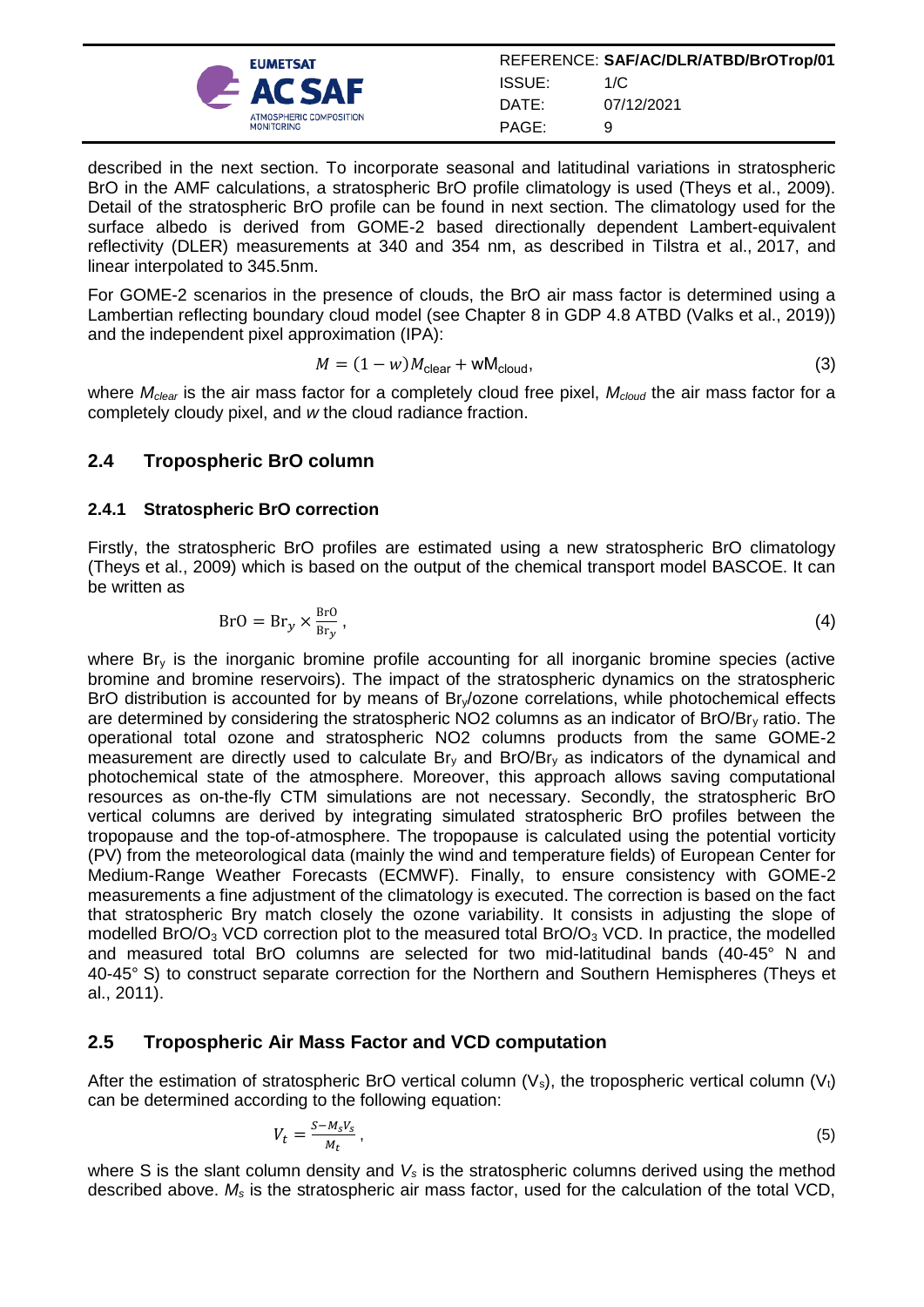described in the next section. To incorporate seasonal and latitudinal variations in stratospheric BrO in the AMF calculations, a stratospheric BrO profile climatology is used (Theys et al., 2009). Detail of the stratospheric BrO profile can be found in next section. The climatology used for the surface albedo is derived from GOME-2 based directionally dependent Lambert-equivalent reflectivity (DLER) measurements at 340 and 354 nm, as described in Tilstra et al., 2017, and linear interpolated to 345.5nm.

For GOME-2 scenarios in the presence of clouds, the BrO air mass factor is determined using a Lambertian reflecting boundary cloud model (see Chapter 8 in GDP 4.8 ATBD (Valks et al., 2019)) and the independent pixel approximation (IPA):

$$M = (1 - w)M_{\text{clear}} + \text{w}\text{M}_{\text{cloud}}, \tag{3}$$

where $M_{clear}$ is the air mass factor for a completely cloud free pixel, $M_{cloud}$ the air mass factor for a completely cloudy pixel, and $w$ the cloud radiance fraction.

## 2.4 Tropospheric BrO column

### 2.4.1 Stratospheric BrO correction

Firstly, the stratospheric BrO profiles are estimated using a new stratospheric BrO climatology (Theys et al., 2009) which is based on the output of the chemical transport model BASCOE. It can be written as

$$\text{BrO} = \text{Br}_y \times \frac{\text{BrO}}{\text{Br}_y}, \tag{4}$$

where $Br_y$ is the inorganic bromine profile accounting for all inorganic bromine species (active bromine and bromine reservoirs). The impact of the stratospheric dynamics on the stratospheric BrO distribution is accounted for by means of $Br_y$/ozone correlations, while photochemical effects are determined by considering the stratospheric NO2 columns as an indicator of BrO/$Br_y$ ratio. The operational total ozone and stratospheric NO2 columns products from the same GOME-2 measurement are directly used to calculate $Br_y$ and BrO/$Br_y$ as indicators of the dynamical and photochemical state of the atmosphere. Moreover, this approach allows saving computational resources as on-the-fly CTM simulations are not necessary. Secondly, the stratospheric BrO vertical columns are derived by integrating simulated stratospheric BrO profiles between the tropopause and the top-of-atmosphere. The tropopause is calculated using the potential vorticity (PV) from the meteorological data (mainly the wind and temperature fields) of European Center for Medium-Range Weather Forecasts (ECMWF). Finally, to ensure consistency with GOME-2 measurements a fine adjustment of the climatology is executed. The correction is based on the fact that stratospheric Bry match closely the ozone variability. It consists in adjusting the slope of modelled BrO/$O_3$ VCD correction plot to the measured total BrO/$O_3$ VCD. In practice, the modelled and measured total BrO columns are selected for two mid-latitudinal bands (40-45° N and 40-45° S) to construct separate correction for the Northern and Southern Hemispheres (Theys et al., 2011).

## 2.5 Tropospheric Air Mass Factor and VCD computation

After the estimation of stratospheric BrO vertical column ($V_s$), the tropospheric vertical column ($V_t$) can be determined according to the following equation:

$$V_t = \frac{S - M_s V_s}{M_t}, \tag{5}$$

where S is the slant column density and $V_s$ is the stratospheric columns derived using the method described above. $M_s$ is the stratospheric air mass factor, used for the calculation of the total VCD,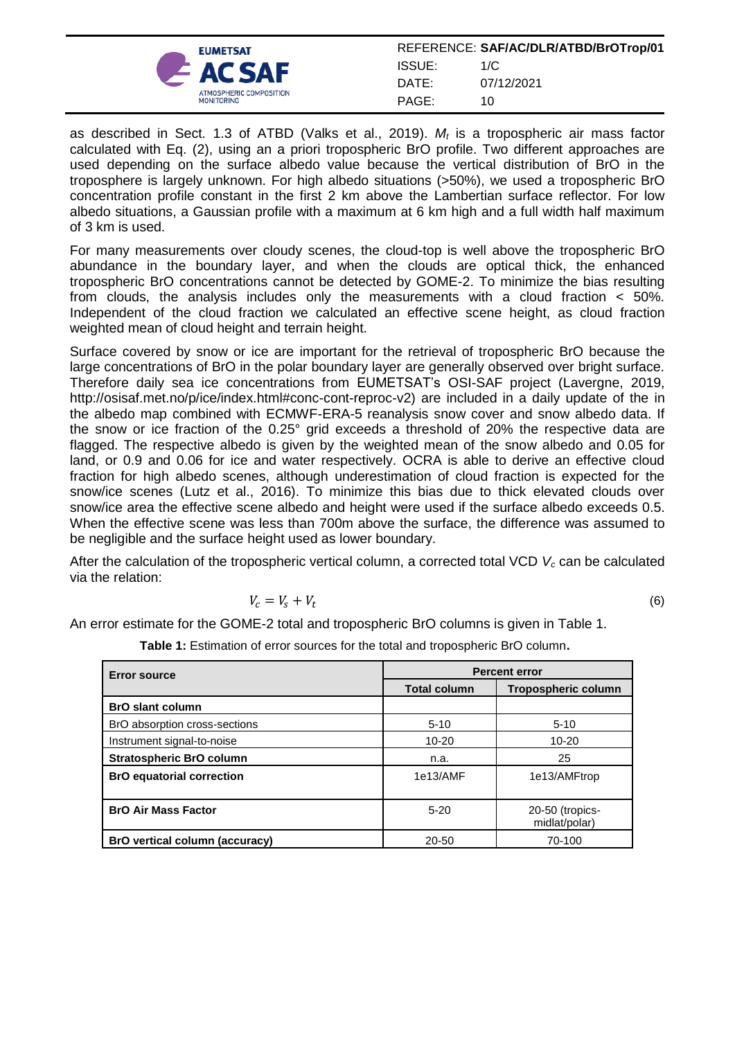as described in Sect. 1.3 of ATBD (Valks et al., 2019). $M_t$ is a tropospheric air mass factor calculated with Eq. (2), using an a priori tropospheric BrO profile. Two different approaches are used depending on the surface albedo value because the vertical distribution of BrO in the troposphere is largely unknown. For high albedo situations (>50%), we used a tropospheric BrO concentration profile constant in the first 2 km above the Lambertian surface reflector. For low albedo situations, a Gaussian profile with a maximum at 6 km high and a full width half maximum of 3 km is used.

For many measurements over cloudy scenes, the cloud-top is well above the tropospheric BrO abundance in the boundary layer, and when the clouds are optical thick, the enhanced tropospheric BrO concentrations cannot be detected by GOME-2. To minimize the bias resulting from clouds, the analysis includes only the measurements with a cloud fraction < 50%. Independent of the cloud fraction we calculated an effective scene height, as cloud fraction weighted mean of cloud height and terrain height.

Surface covered by snow or ice are important for the retrieval of tropospheric BrO because the large concentrations of BrO in the polar boundary layer are generally observed over bright surface. Therefore daily sea ice concentrations from EUMETSAT's OSI-SAF project (Lavergne, 2019, http://osisaf.met.no/p/ice/index.html#conc-cont-reproc-v2) are included in a daily update of the in the albedo map combined with ECMWF-ERA-5 reanalysis snow cover and snow albedo data. If the snow or ice fraction of the 0.25° grid exceeds a threshold of 20% the respective data are flagged. The respective albedo is given by the weighted mean of the snow albedo and 0.05 for land, or 0.9 and 0.06 for ice and water respectively. OCRA is able to derive an effective cloud fraction for high albedo scenes, although underestimation of cloud fraction is expected for the snow/ice scenes (Lutz et al., 2016). To minimize this bias due to thick elevated clouds over snow/ice area the effective scene albedo and height were used if the surface albedo exceeds 0.5. When the effective scene was less than 700m above the surface, the difference was assumed to be negligible and the surface height used as lower boundary.

After the calculation of the tropospheric vertical column, a corrected total VCD $V_c$ can be calculated via the relation:

$$V_c = V_s + V_t \tag{6}$$

An error estimate for the GOME-2 total and tropospheric BrO columns is given in Table 1.

**Table 1:** Estimation of error sources for the total and tropospheric BrO column**.**

| **Error source** | **Percent error** | |
|---|---|---|
| | **Total column** | **Tropospheric column** |
| **BrO slant column** | | |
| BrO absorption cross-sections | 5-10 | 5-10 |
| Instrument signal-to-noise | 10-20 | 10-20 |
| **Stratospheric BrO column** | n.a. | 25 |
| **BrO equatorial correction** | 1e13/AMF | 1e13/AMFtrop |
| **BrO Air Mass Factor** | 5-20 | 20-50 (tropics-midlat/polar) |
| **BrO vertical column (accuracy)** | 20-50 | 70-100 |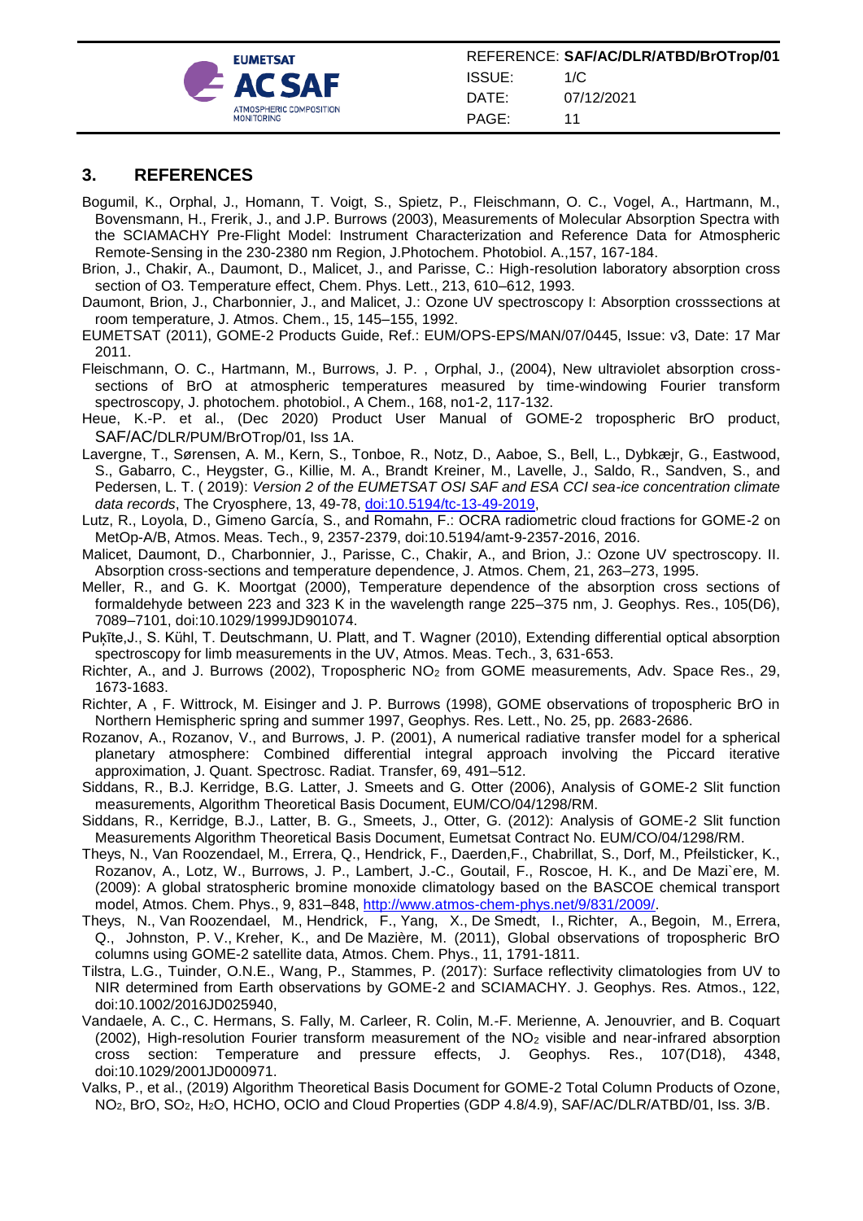## 3. REFERENCES

Bogumil, K., Orphal, J., Homann, T. Voigt, S., Spietz, P., Fleischmann, O. C., Vogel, A., Hartmann, M., Bovensmann, H., Frerik, J., and J.P. Burrows (2003), Measurements of Molecular Absorption Spectra with the SCIAMACHY Pre-Flight Model: Instrument Characterization and Reference Data for Atmospheric Remote-Sensing in the 230-2380 nm Region, J.Photochem. Photobiol. A.,157, 167-184.

Brion, J., Chakir, A., Daumont, D., Malicet, J., and Parisse, C.: High-resolution laboratory absorption cross section of O3. Temperature effect, Chem. Phys. Lett., 213, 610–612, 1993.

Daumont, Brion, J., Charbonnier, J., and Malicet, J.: Ozone UV spectroscopy I: Absorption crosssections at room temperature, J. Atmos. Chem., 15, 145–155, 1992.

EUMETSAT (2011), GOME-2 Products Guide, Ref.: EUM/OPS-EPS/MAN/07/0445, Issue: v3, Date: 17 Mar 2011.

Fleischmann, O. C., Hartmann, M., Burrows, J. P. , Orphal, J., (2004), New ultraviolet absorption cross-sections of BrO at atmospheric temperatures measured by time-windowing Fourier transform spectroscopy, J. photochem. photobiol., A Chem., 168, no1-2, 117-132.

Heue, K.-P. et al., (Dec 2020) Product User Manual of GOME-2 tropospheric BrO product, SAF/AC/DLR/PUM/BrOTrop/01, Iss 1A.

Lavergne, T., Sørensen, A. M., Kern, S., Tonboe, R., Notz, D., Aaboe, S., Bell, L., Dybkæjr, G., Eastwood, S., Gabarro, C., Heygster, G., Killie, M. A., Brandt Kreiner, M., Lavelle, J., Saldo, R., Sandven, S., and Pedersen, L. T. ( 2019): *Version 2 of the EUMETSAT OSI SAF and ESA CCI sea-ice concentration climate data records*, The Cryosphere, 13, 49-78, doi:10.5194/tc-13-49-2019,

Lutz, R., Loyola, D., Gimeno García, S., and Romahn, F.: OCRA radiometric cloud fractions for GOME-2 on MetOp-A/B, Atmos. Meas. Tech., 9, 2357-2379, doi:10.5194/amt-9-2357-2016, 2016.

Malicet, Daumont, D., Charbonnier, J., Parisse, C., Chakir, A., and Brion, J.: Ozone UV spectroscopy. II. Absorption cross-sections and temperature dependence, J. Atmos. Chem, 21, 263–273, 1995.

Meller, R., and G. K. Moortgat (2000), Temperature dependence of the absorption cross sections of formaldehyde between 223 and 323 K in the wavelength range 225–375 nm, J. Geophys. Res., 105(D6), 7089–7101, doi:10.1029/1999JD901074.

Puķīte,J., S. Kühl, T. Deutschmann, U. Platt, and T. Wagner (2010), Extending differential optical absorption spectroscopy for limb measurements in the UV, Atmos. Meas. Tech., 3, 631-653.

Richter, A., and J. Burrows (2002), Tropospheric $NO_2$ from GOME measurements, Adv. Space Res., 29, 1673-1683.

Richter, A , F. Wittrock, M. Eisinger and J. P. Burrows (1998), GOME observations of tropospheric BrO in Northern Hemispheric spring and summer 1997, Geophys. Res. Lett., No. 25, pp. 2683-2686.

Rozanov, A., Rozanov, V., and Burrows, J. P. (2001), A numerical radiative transfer model for a spherical planetary atmosphere: Combined differential integral approach involving the Piccard iterative approximation, J. Quant. Spectrosc. Radiat. Transfer, 69, 491–512.

Siddans, R., B.J. Kerridge, B.G. Latter, J. Smeets and G. Otter (2006), Analysis of GOME-2 Slit function measurements, Algorithm Theoretical Basis Document, EUM/CO/04/1298/RM.

Siddans, R., Kerridge, B.J., Latter, B. G., Smeets, J., Otter, G. (2012): Analysis of GOME-2 Slit function Measurements Algorithm Theoretical Basis Document, Eumetsat Contract No. EUM/CO/04/1298/RM.

Theys, N., Van Roozendael, M., Errera, Q., Hendrick, F., Daerden,F., Chabrillat, S., Dorf, M., Pfeilsticker, K., Rozanov, A., Lotz, W., Burrows, J. P., Lambert, J.-C., Goutail, F., Roscoe, H. K., and De Mazi`ere, M. (2009): A global stratospheric bromine monoxide climatology based on the BASCOE chemical transport model, Atmos. Chem. Phys., 9, 831–848, http://www.atmos-chem-phys.net/9/831/2009/.

Theys, N., Van Roozendael, M., Hendrick, F., Yang, X., De Smedt, I., Richter, A., Begoin, M., Errera, Q., Johnston, P. V., Kreher, K., and De Mazière, M. (2011), Global observations of tropospheric BrO columns using GOME-2 satellite data, Atmos. Chem. Phys., 11, 1791-1811.

Tilstra, L.G., Tuinder, O.N.E., Wang, P., Stammes, P. (2017): Surface reflectivity climatologies from UV to NIR determined from Earth observations by GOME-2 and SCIAMACHY. J. Geophys. Res. Atmos., 122, doi:10.1002/2016JD025940,

Vandaele, A. C., C. Hermans, S. Fally, M. Carleer, R. Colin, M.-F. Merienne, A. Jenouvrier, and B. Coquart (2002), High-resolution Fourier transform measurement of the $NO_2$ visible and near-infrared absorption cross section: Temperature and pressure effects, J. Geophys. Res., 107(D18), 4348, doi:10.1029/2001JD000971.

Valks, P., et al., (2019) Algorithm Theoretical Basis Document for GOME-2 Total Column Products of Ozone, $NO_2$, BrO, $SO_2$, $H_2O$, HCHO, OClO and Cloud Properties (GDP 4.8/4.9), SAF/AC/DLR/ATBD/01, Iss. 3/B.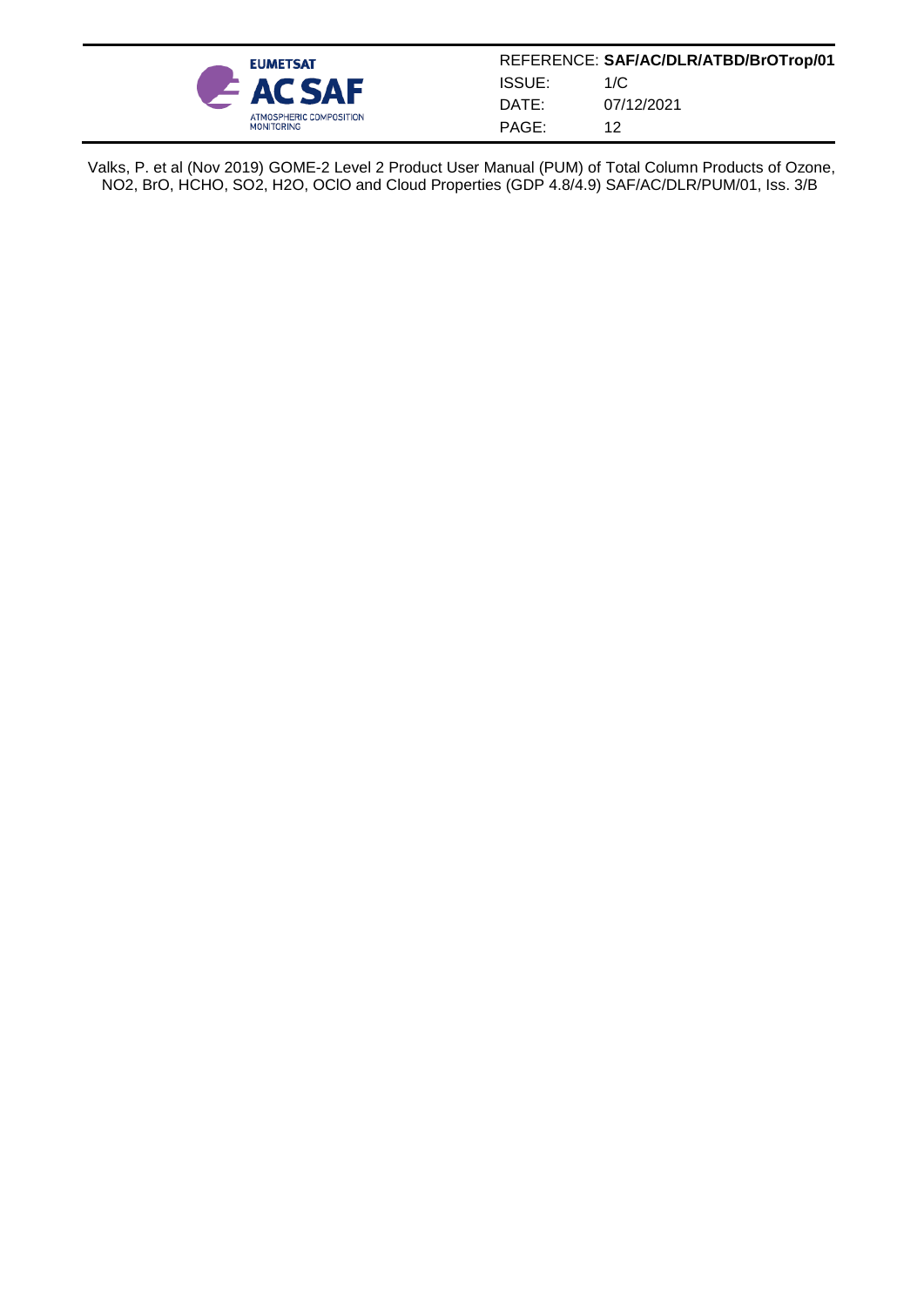Valks, P. et al (Nov 2019) GOME-2 Level 2 Product User Manual (PUM) of Total Column Products of Ozone, NO2, BrO, HCHO, SO2, H2O, OClO and Cloud Properties (GDP 4.8/4.9) SAF/AC/DLR/PUM/01, Iss. 3/B